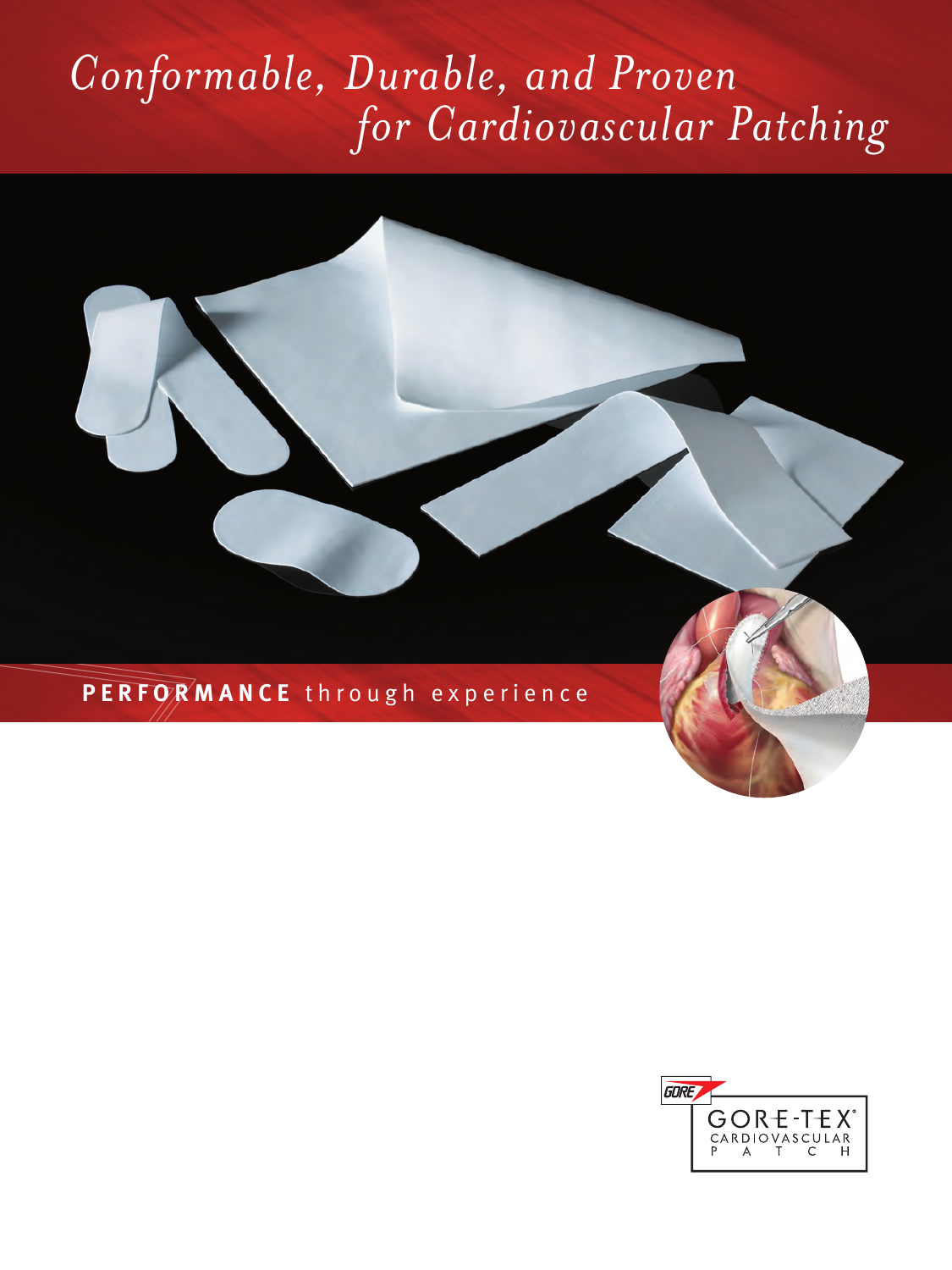# *Conformable, Durable, and Proven for Cardiovascular Patching*

**PERFORMANCE** through experience

GORE

GORE-TEX®
CARDIOVASCULAR
PATCH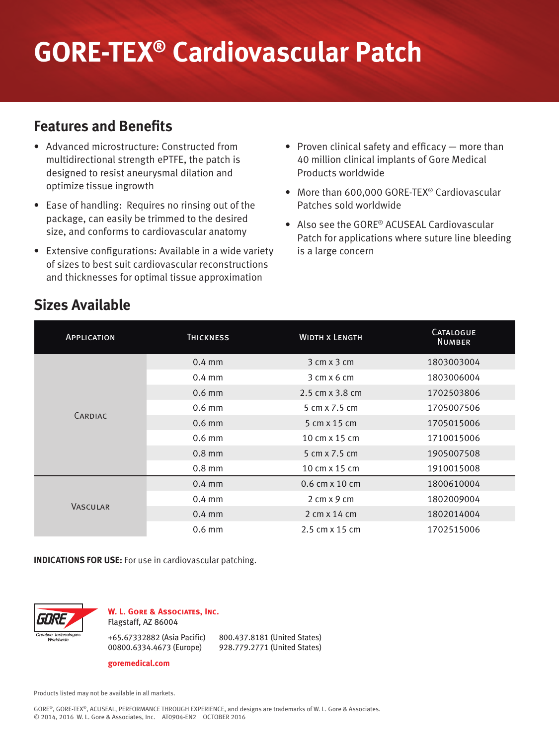# GORE-TEX® Cardiovascular Patch

## Features and Benefits

- Advanced microstructure: Constructed from multidirectional strength ePTFE, the patch is designed to resist aneurysmal dilation and optimize tissue ingrowth
- Ease of handling: Requires no rinsing out of the package, can easily be trimmed to the desired size, and conforms to cardiovascular anatomy
- Extensive configurations: Available in a wide variety of sizes to best suit cardiovascular reconstructions and thicknesses for optimal tissue approximation
- Proven clinical safety and efficacy — more than 40 million clinical implants of Gore Medical Products worldwide
- More than 600,000 GORE-TEX® Cardiovascular Patches sold worldwide
- Also see the GORE® ACUSEAL Cardiovascular Patch for applications where suture line bleeding is a large concern

## Sizes Available

| Application | Thickness | Width x Length | Catalogue Number |
|---|---|---|---|
| Cardiac | 0.4 mm | 3 cm x 3 cm | 1803003004 |
| | 0.4 mm | 3 cm x 6 cm | 1803006004 |
| | 0.6 mm | 2.5 cm x 3.8 cm | 1702503806 |
| | 0.6 mm | 5 cm x 7.5 cm | 1705007506 |
| | 0.6 mm | 5 cm x 15 cm | 1705015006 |
| | 0.6 mm | 10 cm x 15 cm | 1710015006 |
| | 0.8 mm | 5 cm x 7.5 cm | 1905007508 |
| | 0.8 mm | 10 cm x 15 cm | 1910015008 |
| Vascular | 0.4 mm | 0.6 cm x 10 cm | 1800610004 |
| | 0.4 mm | 2 cm x 9 cm | 1802009004 |
| | 0.4 mm | 2 cm x 14 cm | 1802014004 |
| | 0.6 mm | 2.5 cm x 15 cm | 1702515006 |

**INDICATIONS FOR USE:** For use in cardiovascular patching.

GORE Creative Technologies Worldwide

**W. L. Gore & Associates, Inc.**
Flagstaff, AZ 86004

+65.67332882 (Asia Pacific)
00800.6334.4673 (Europe)
800.437.8181 (United States)
928.779.2771 (United States)

**goremedical.com**

Products listed may not be available in all markets.

GORE®, GORE-TEX®, ACUSEAL, PERFORMANCE THROUGH EXPERIENCE, and designs are trademarks of W. L. Gore & Associates.
© 2014, 2016 W. L. Gore & Associates, Inc. AT0904-EN2 OCTOBER 2016